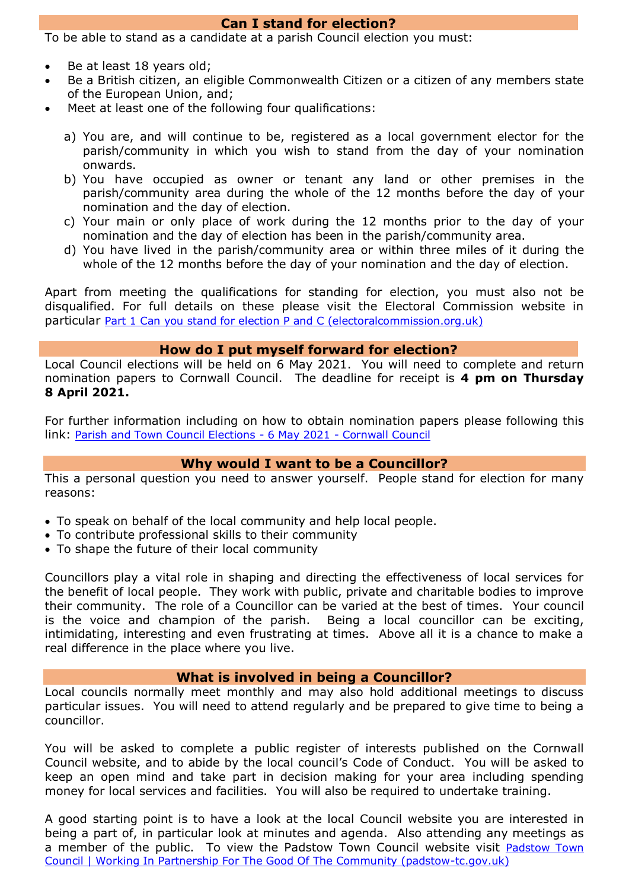## Can I stand for election?

To be able to stand as a candidate at a parish Council election you must:

- Be at least 18 years old;
- Be a British citizen, an eligible Commonwealth Citizen or a citizen of any members state of the European Union, and;
- Meet at least one of the following four qualifications:

  a) You are, and will continue to be, registered as a local government elector for the parish/community in which you wish to stand from the day of your nomination onwards.
  b) You have occupied as owner or tenant any land or other premises in the parish/community area during the whole of the 12 months before the day of your nomination and the day of election.
  c) Your main or only place of work during the 12 months prior to the day of your nomination and the day of election has been in the parish/community area.
  d) You have lived in the parish/community area or within three miles of it during the whole of the 12 months before the day of your nomination and the day of election.

Apart from meeting the qualifications for standing for election, you must also not be disqualified. For full details on these please visit the Electoral Commission website in particular Part 1 Can you stand for election P and C (electoralcommission.org.uk)

## How do I put myself forward for election?

Local Council elections will be held on 6 May 2021. You will need to complete and return nomination papers to Cornwall Council. The deadline for receipt is **4 pm on Thursday 8 April 2021.**

For further information including on how to obtain nomination papers please following this link: Parish and Town Council Elections - 6 May 2021 - Cornwall Council

## Why would I want to be a Councillor?

This a personal question you need to answer yourself. People stand for election for many reasons:

- To speak on behalf of the local community and help local people.
- To contribute professional skills to their community
- To shape the future of their local community

Councillors play a vital role in shaping and directing the effectiveness of local services for the benefit of local people. They work with public, private and charitable bodies to improve their community. The role of a Councillor can be varied at the best of times. Your council is the voice and champion of the parish. Being a local councillor can be exciting, intimidating, interesting and even frustrating at times. Above all it is a chance to make a real difference in the place where you live.

## What is involved in being a Councillor?

Local councils normally meet monthly and may also hold additional meetings to discuss particular issues. You will need to attend regularly and be prepared to give time to being a councillor.

You will be asked to complete a public register of interests published on the Cornwall Council website, and to abide by the local council's Code of Conduct. You will be asked to keep an open mind and take part in decision making for your area including spending money for local services and facilities. You will also be required to undertake training.

A good starting point is to have a look at the local Council website you are interested in being a part of, in particular look at minutes and agenda. Also attending any meetings as a member of the public. To view the Padstow Town Council website visit Padstow Town Council | Working In Partnership For The Good Of The Community (padstow-tc.gov.uk)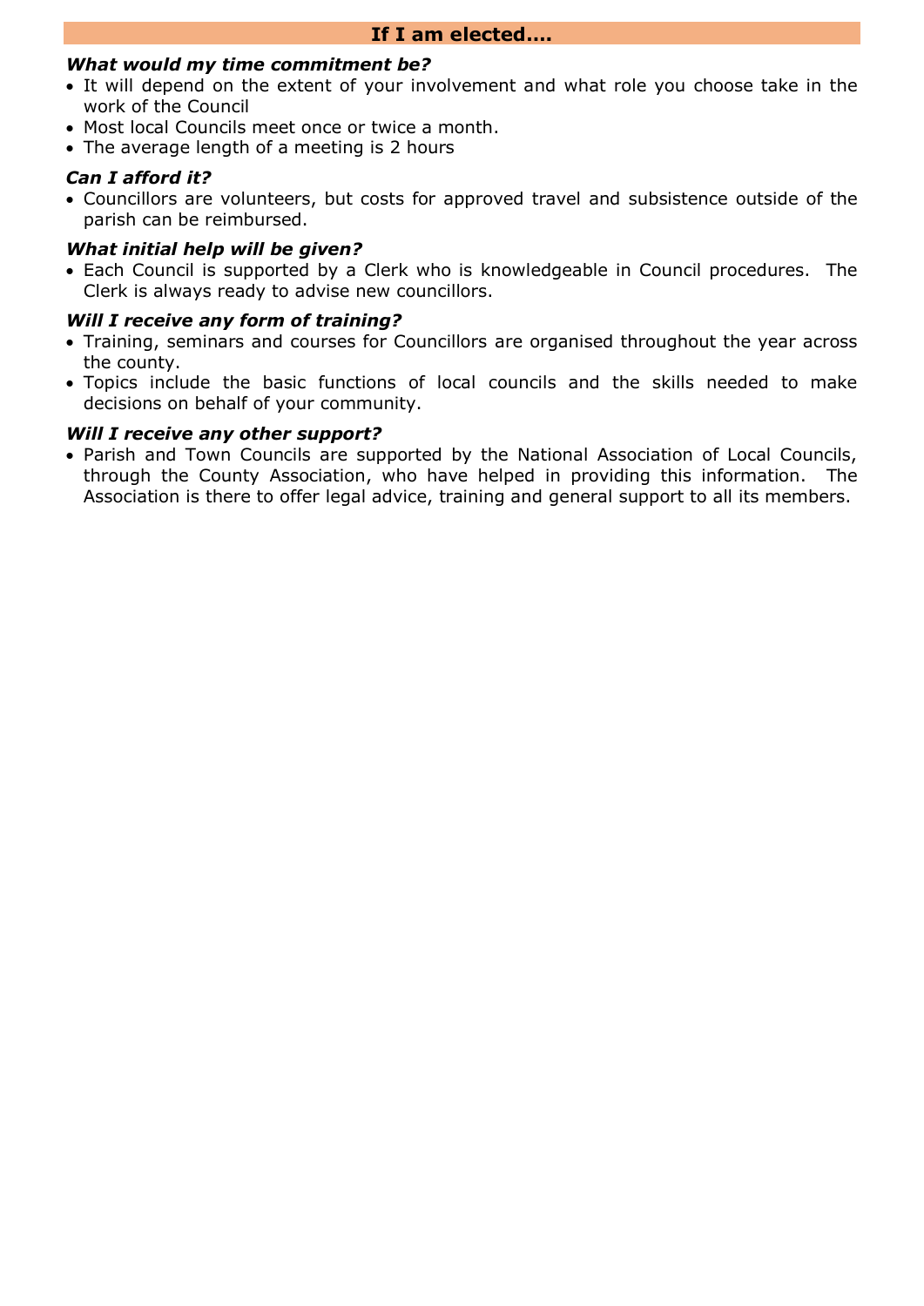## If I am elected....

***What would my time commitment be?***

- It will depend on the extent of your involvement and what role you choose take in the work of the Council
- Most local Councils meet once or twice a month.
- The average length of a meeting is 2 hours

***Can I afford it?***

- Councillors are volunteers, but costs for approved travel and subsistence outside of the parish can be reimbursed.

***What initial help will be given?***

- Each Council is supported by a Clerk who is knowledgeable in Council procedures. The Clerk is always ready to advise new councillors.

***Will I receive any form of training?***

- Training, seminars and courses for Councillors are organised throughout the year across the county.
- Topics include the basic functions of local councils and the skills needed to make decisions on behalf of your community.

***Will I receive any other support?***

- Parish and Town Councils are supported by the National Association of Local Councils, through the County Association, who have helped in providing this information. The Association is there to offer legal advice, training and general support to all its members.